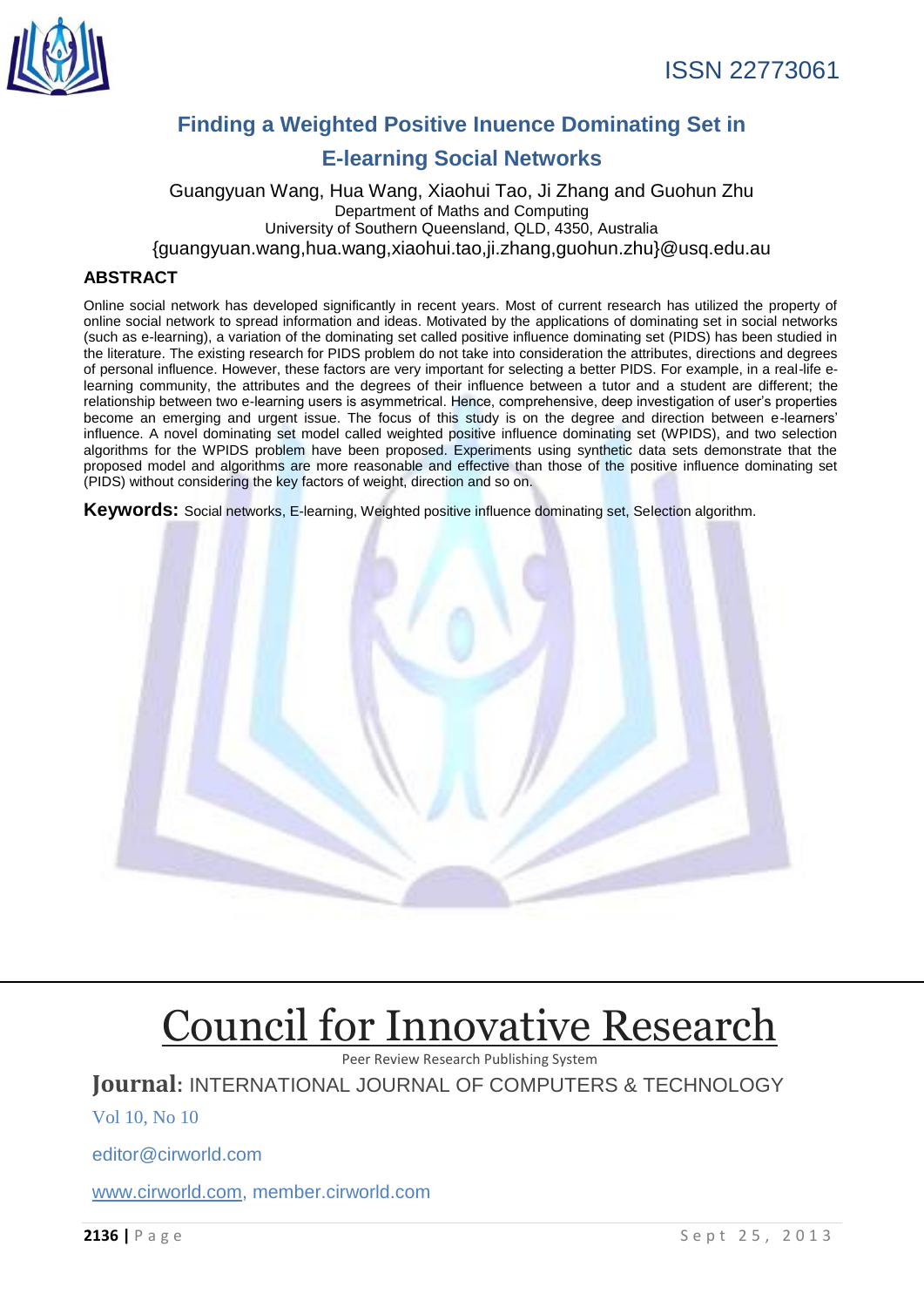ISSN 22773061

# Finding a Weighted Positive Inuence Dominating Set in E-learning Social Networks

Guangyuan Wang, Hua Wang, Xiaohui Tao, Ji Zhang and Guohun Zhu

Department of Maths and Computing

University of Southern Queensland, QLD, 4350, Australia

{guangyuan.wang,hua.wang,xiaohui.tao,ji.zhang,guohun.zhu}@usq.edu.au

## ABSTRACT

Online social network has developed significantly in recent years. Most of current research has utilized the property of online social network to spread information and ideas. Motivated by the applications of dominating set in social networks (such as e-learning), a variation of the dominating set called positive influence dominating set (PIDS) has been studied in the literature. The existing research for PIDS problem do not take into consideration the attributes, directions and degrees of personal influence. However, these factors are very important for selecting a better PIDS. For example, in a real-life e-learning community, the attributes and the degrees of their influence between a tutor and a student are different; the relationship between two e-learning users is asymmetrical. Hence, comprehensive, deep investigation of user's properties become an emerging and urgent issue. The focus of this study is on the degree and direction between e-learners' influence. A novel dominating set model called weighted positive influence dominating set (WPIDS), and two selection algorithms for the WPIDS problem have been proposed. Experiments using synthetic data sets demonstrate that the proposed model and algorithms are more reasonable and effective than those of the positive influence dominating set (PIDS) without considering the key factors of weight, direction and so on.

**Keywords:** Social networks, E-learning, Weighted positive influence dominating set, Selection algorithm.

# Council for Innovative Research

Peer Review Research Publishing System

**Journal**: INTERNATIONAL JOURNAL OF COMPUTERS & TECHNOLOGY

Vol 10, No 10

editor@cirworld.com

www.cirworld.com, member.cirworld.com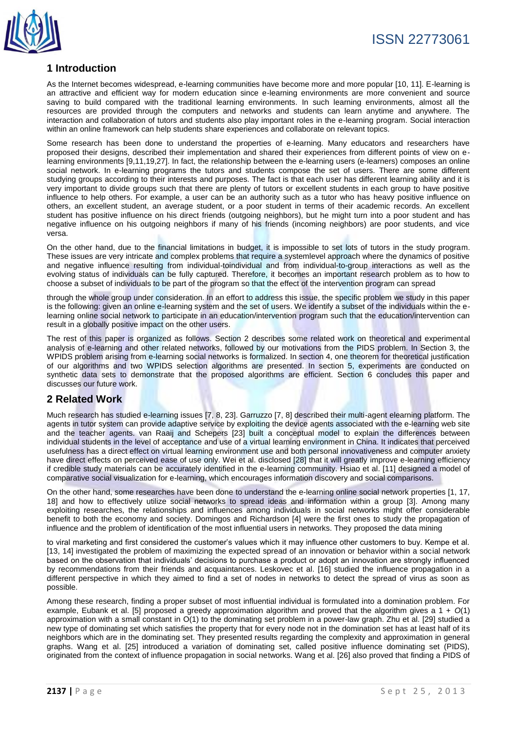## 1 Introduction

As the Internet becomes widespread, e-learning communities have become more and more popular [10, 11]. E-learning is an attractive and efficient way for modern education since e-learning environments are more convenient and source saving to build compared with the traditional learning environments. In such learning environments, almost all the resources are provided through the computers and networks and students can learn anytime and anywhere. The interaction and collaboration of tutors and students also play important roles in the e-learning program. Social interaction within an online framework can help students share experiences and collaborate on relevant topics.

Some research has been done to understand the properties of e-learning. Many educators and researchers have proposed their designs, described their implementation and shared their experiences from different points of view on e-learning environments [9,11,19,27]. In fact, the relationship between the e-learning users (e-learners) composes an online social network. In e-learning programs the tutors and students compose the set of users. There are some different studying groups according to their interests and purposes. The fact is that each user has different learning ability and it is very important to divide groups such that there are plenty of tutors or excellent students in each group to have positive influence to help others. For example, a user can be an authority such as a tutor who has heavy positive influence on others, an excellent student, an average student, or a poor student in terms of their academic records. An excellent student has positive influence on his direct friends (outgoing neighbors), but he might turn into a poor student and has negative influence on his outgoing neighbors if many of his friends (incoming neighbors) are poor students, and vice versa.

On the other hand, due to the financial limitations in budget, it is impossible to set lots of tutors in the study program. These issues are very intricate and complex problems that require a systemlevel approach where the dynamics of positive and negative influence resulting from individual-toindividual and from individual-to-group interactions as well as the evolving status of individuals can be fully captured. Therefore, it becomes an important research problem as to how to choose a subset of individuals to be part of the program so that the effect of the intervention program can spread through the whole group under consideration. In an effort to address this issue, the specific problem we study in this paper is the following: given an online e-learning system and the set of users. We identify a subset of the individuals within the e-learning online social network to participate in an education/intervention program such that the education/intervention can result in a globally positive impact on the other users.

The rest of this paper is organized as follows. Section 2 describes some related work on theoretical and experimental analysis of e-learning and other related networks, followed by our motivations from the PIDS problem. In Section 3, the WPIDS problem arising from e-learning social networks is formalized. In section 4, one theorem for theoretical justification of our algorithms and two WPIDS selection algorithms are presented. In section 5, experiments are conducted on synthetic data sets to demonstrate that the proposed algorithms are efficient. Section 6 concludes this paper and discusses our future work.

## 2 Related Work

Much research has studied e-learning issues [7, 8, 23]. Garruzzo [7, 8] described their multi-agent elearning platform. The agents in tutor system can provide adaptive service by exploiting the device agents associated with the e-learning web site and the teacher agents. van Raaij and Schepers [23] built a conceptual model to explain the differences between individual students in the level of acceptance and use of a virtual learning environment in China. It indicates that perceived usefulness has a direct effect on virtual learning environment use and both personal innovativeness and computer anxiety have direct effects on perceived ease of use only. Wei et al. disclosed [28] that it will greatly improve e-learning efficiency if credible study materials can be accurately identified in the e-learning community. Hsiao et al. [11] designed a model of comparative social visualization for e-learning, which encourages information discovery and social comparisons.

On the other hand, some researches have been done to understand the e-learning online social network properties [1, 17, 18] and how to effectively utilize social networks to spread ideas and information within a group [3]. Among many exploiting researches, the relationships and influences among individuals in social networks might offer considerable benefit to both the economy and society. Domingos and Richardson [4] were the first ones to study the propagation of influence and the problem of identification of the most influential users in networks. They proposed the data mining to viral marketing and first considered the customer's values which it may influence other customers to buy. Kempe et al. [13, 14] investigated the problem of maximizing the expected spread of an innovation or behavior within a social network based on the observation that individuals' decisions to purchase a product or adopt an innovation are strongly influenced by recommendations from their friends and acquaintances. Leskovec et al. [16] studied the influence propagation in a different perspective in which they aimed to find a set of nodes in networks to detect the spread of virus as soon as possible.

Among these research, finding a proper subset of most influential individual is formulated into a domination problem. For example, Eubank et al. [5] proposed a greedy approximation algorithm and proved that the algorithm gives a $1 + O(1)$ approximation with a small constant in $O(1)$ to the dominating set problem in a power-law graph. Zhu et al. [29] studied a new type of dominating set which satisfies the property that for every node not in the domination set has at least half of its neighbors which are in the dominating set. They presented results regarding the complexity and approximation in general graphs. Wang et al. [25] introduced a variation of dominating set, called positive influence dominating set (PIDS), originated from the context of influence propagation in social networks. Wang et al. [26] also proved that finding a PIDS of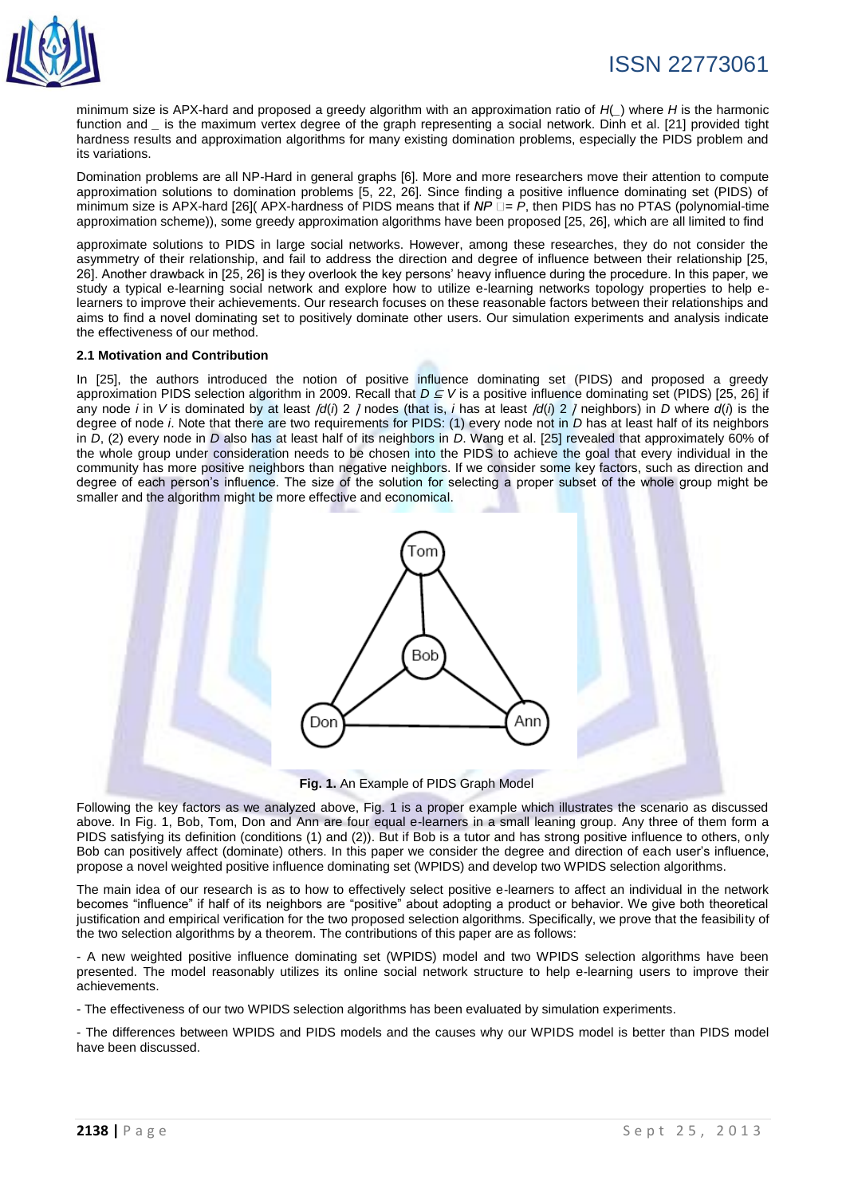minimum size is APX-hard and proposed a greedy algorithm with an approximation ratio of $H(\_)$ where $H$ is the harmonic function and _ is the maximum vertex degree of the graph representing a social network. Dinh et al. [21] provided tight hardness results and approximation algorithms for many existing domination problems, especially the PIDS problem and its variations.

Domination problems are all NP-Hard in general graphs [6]. More and more researchers move their attention to compute approximation solutions to domination problems [5, 22, 26]. Since finding a positive influence dominating set (PIDS) of minimum size is APX-hard [26]( APX-hardness of PIDS means that if $NP \neq P$, then PIDS has no PTAS (polynomial-time approximation scheme)), some greedy approximation algorithms have been proposed [25, 26], which are all limited to find

approximate solutions to PIDS in large social networks. However, among these researches, they do not consider the asymmetry of their relationship, and fail to address the direction and degree of influence between their relationship [25, 26]. Another drawback in [25, 26] is they overlook the key persons' heavy influence during the procedure. In this paper, we study a typical e-learning social network and explore how to utilize e-learning networks topology properties to help e-learners to improve their achievements. Our research focuses on these reasonable factors between their relationships and aims to find a novel dominating set to positively dominate other users. Our simulation experiments and analysis indicate the effectiveness of our method.

#### 2.1 Motivation and Contribution

In [25], the authors introduced the notion of positive influence dominating set (PIDS) and proposed a greedy approximation PIDS selection algorithm in 2009. Recall that $D \subseteq V$ is a positive influence dominating set (PIDS) [25, 26] if any node $i$ in $V$ is dominated by at least $\lceil d(i)/2 \rceil$ nodes (that is, $i$ has at least $\lceil d(i)/2 \rceil$ neighbors) in $D$ where $d(i)$ is the degree of node $i$. Note that there are two requirements for PIDS: (1) every node not in $D$ has at least half of its neighbors in $D$, (2) every node in $D$ also has at least half of its neighbors in $D$. Wang et al. [25] revealed that approximately 60% of the whole group under consideration needs to be chosen into the PIDS to achieve the goal that every individual in the community has more positive neighbors than negative neighbors. If we consider some key factors, such as direction and degree of each person's influence. The size of the solution for selecting a proper subset of the whole group might be smaller and the algorithm might be more effective and economical.

**Fig. 1.** An Example of PIDS Graph Model

Following the key factors as we analyzed above, Fig. 1 is a proper example which illustrates the scenario as discussed above. In Fig. 1, Bob, Tom, Don and Ann are four equal e-learners in a small leaning group. Any three of them form a PIDS satisfying its definition (conditions (1) and (2)). But if Bob is a tutor and has strong positive influence to others, only Bob can positively affect (dominate) others. In this paper we consider the degree and direction of each user's influence, propose a novel weighted positive influence dominating set (WPIDS) and develop two WPIDS selection algorithms.

The main idea of our research is as to how to effectively select positive e-learners to affect an individual in the network becomes "influence" if half of its neighbors are "positive" about adopting a product or behavior. We give both theoretical justification and empirical verification for the two proposed selection algorithms. Specifically, we prove that the feasibility of the two selection algorithms by a theorem. The contributions of this paper are as follows:

- A new weighted positive influence dominating set (WPIDS) model and two WPIDS selection algorithms have been presented. The model reasonably utilizes its online social network structure to help e-learning users to improve their achievements.

- The effectiveness of our two WPIDS selection algorithms has been evaluated by simulation experiments.

- The differences between WPIDS and PIDS models and the causes why our WPIDS model is better than PIDS model have been discussed.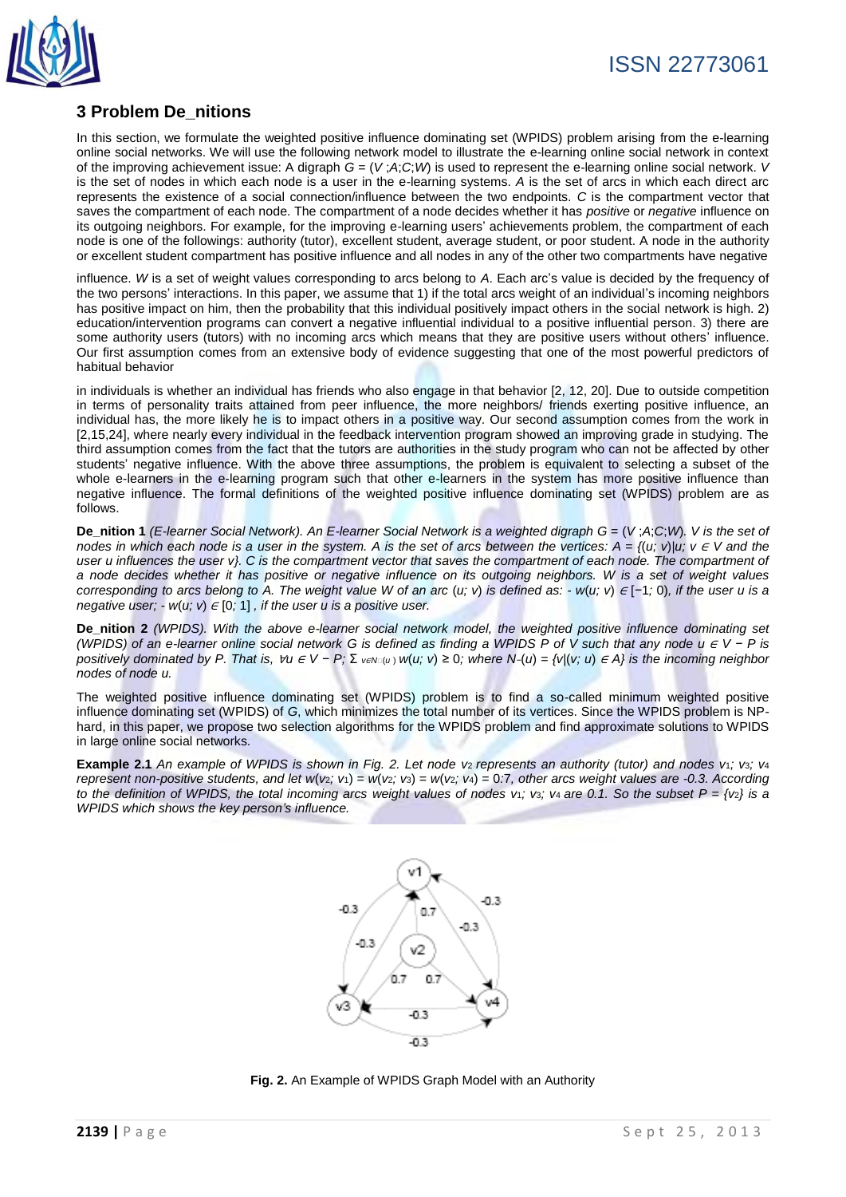# 3 Problem De_nitions

In this section, we formulate the weighted positive influence dominating set (WPIDS) problem arising from the e-learning online social networks. We will use the following network model to illustrate the e-learning online social network in context of the improving achievement issue: A digraph $G = (V; A; C; W)$ is used to represent the e-learning online social network. $V$ is the set of nodes in which each node is a user in the e-learning systems. $A$ is the set of arcs in which each direct arc represents the existence of a social connection/influence between the two endpoints. $C$ is the compartment vector that saves the compartment of each node. The compartment of a node decides whether it has *positive* or *negative* influence on its outgoing neighbors. For example, for the improving e-learning users' achievements problem, the compartment of each node is one of the followings: authority (tutor), excellent student, average student, or poor student. A node in the authority or excellent student compartment has positive influence and all nodes in any of the other two compartments have negative influence. $W$ is a set of weight values corresponding to arcs belong to $A$. Each arc's value is decided by the frequency of the two persons' interactions. In this paper, we assume that 1) if the total arcs weight of an individual's incoming neighbors has positive impact on him, then the probability that this individual positively impact others in the social network is high. 2) education/intervention programs can convert a negative influential individual to a positive influential person. 3) there are some authority users (tutors) with no incoming arcs which means that they are positive users without others' influence. Our first assumption comes from an extensive body of evidence suggesting that one of the most powerful predictors of habitual behavior in individuals is whether an individual has friends who also engage in that behavior [2, 12, 20]. Due to outside competition in terms of personality traits attained from peer influence, the more neighbors/ friends exerting positive influence, an individual has, the more likely he is to impact others in a positive way. Our second assumption comes from the work in [2,15,24], where nearly every individual in the feedback intervention program showed an improving grade in studying. The third assumption comes from the fact that the tutors are authorities in the study program who can not be affected by other students' negative influence. With the above three assumptions, the problem is equivalent to selecting a subset of the whole e-learners in the e-learning program such that other e-learners in the system has more positive influence than negative influence. The formal definitions of the weighted positive influence dominating set (WPIDS) problem are as follows.

**De_nition 1** *(E-learner Social Network). An E-learner Social Network is a weighted digraph $G = (V; A; C; W)$. $V$ is the set of nodes in which each node is a user in the system. $A$ is the set of arcs between the vertices: $A = \{(u; v) | u; v \in V$ and the user $u$ influences the user $v\}$. $C$ is the compartment vector that saves the compartment of each node. The compartment of a node decides whether it has positive or negative influence on its outgoing neighbors. $W$ is a set of weight values corresponding to arcs belong to $A$. The weight value $W$ of an arc $(u; v)$ is defined as: - $w(u; v) \in [-1; 0)$, if the user $u$ is a negative user; - $w(u; v) \in [0; 1]$, if the user $u$ is a positive user.*

**De_nition 2** *(WPIDS). With the above e-learner social network model, the weighted positive influence dominating set (WPIDS) of an e-learner online social network $G$ is defined as finding a WPIDS $P$ of $V$ such that any node $u \in V - P$ is positively dominated by $P$. That is, $\forall u \in V - P; \sum_{v \in N_-(u)} w(u; v) \geq 0$; where $N_-(u) = \{v | (v; u) \in A\}$ is the incoming neighbor nodes of node $u$.*

The weighted positive influence dominating set (WPIDS) problem is to find a so-called minimum weighted positive influence dominating set (WPIDS) of $G$, which minimizes the total number of its vertices. Since the WPIDS problem is NP-hard, in this paper, we propose two selection algorithms for the WPIDS problem and find approximate solutions to WPIDS in large online social networks.

**Example 2.1** *An example of WPIDS is shown in Fig. 2. Let node $v_2$ represents an authority (tutor) and nodes $v_1; v_3; v_4$ represent non-positive students, and let $w(v_2; v_1) = w(v_2; v_3) = w(v_2; v_4) = 0.7$, other arcs weight values are -0.3. According to the definition of WPIDS, the total incoming arcs weight values of nodes $v_1; v_3; v_4$ are 0.1. So the subset $P = \{v_2\}$ is a WPIDS which shows the key person's influence.*

v1
v2
v3
v4
-0.3
0.7
-0.3
-0.3
-0.3
0.7
0.7
-0.3
-0.3

**Fig. 2.** An Example of WPIDS Graph Model with an Authority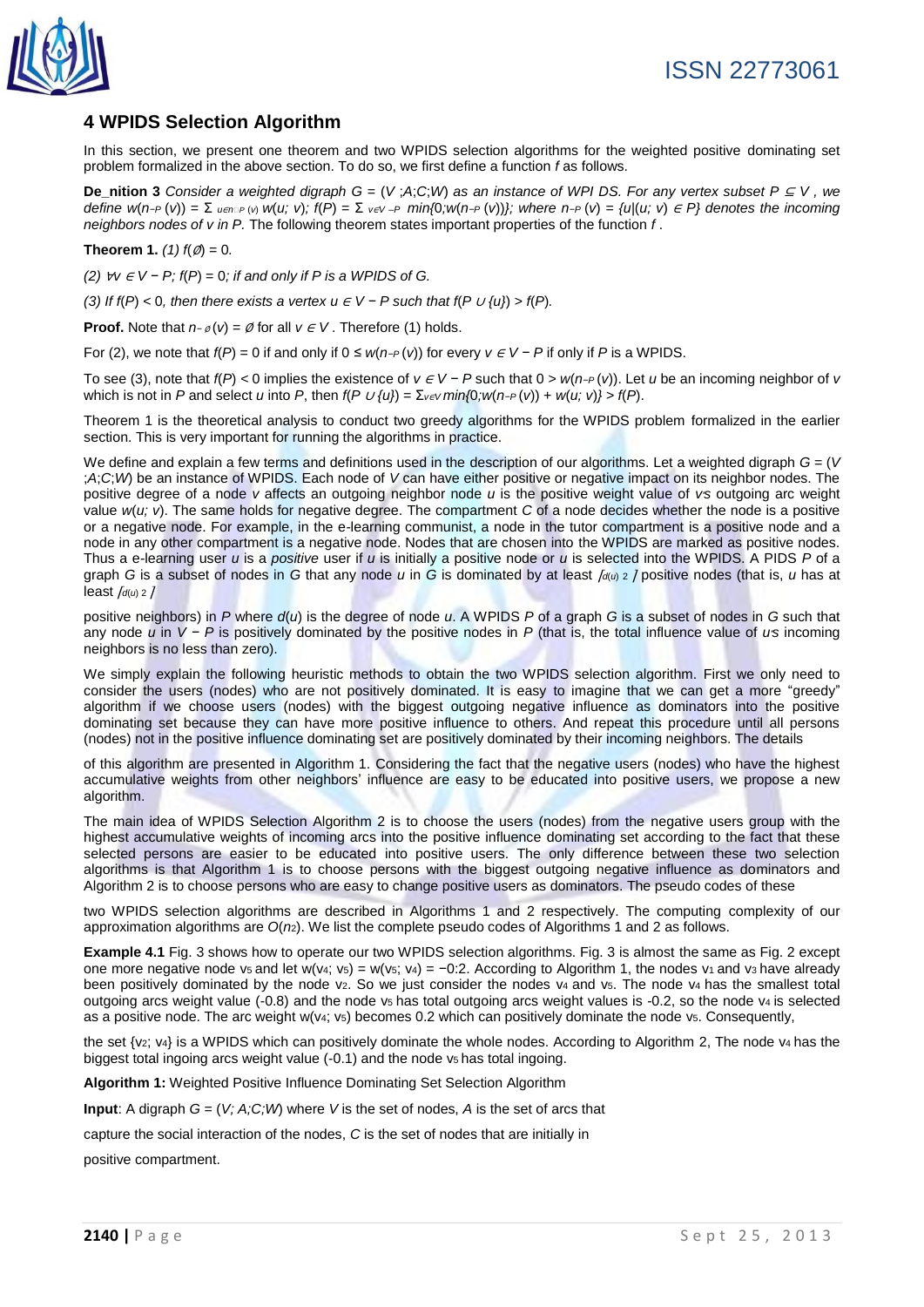## 4 WPIDS Selection Algorithm

In this section, we present one theorem and two WPIDS selection algorithms for the weighted positive dominating set problem formalized in the above section. To do so, we first define a function $f$ as follows.

**De_nition 3** *Consider a weighted digraph $G = (V;A;C;W)$ as an instance of WPI DS. For any vertex subset $P \subseteq V$, we define $w(n_{-P}(v)) = \Sigma_{u \in n_{-P}(v)} w(u; v)$; $f(P) = \Sigma_{v \in V-P} \min\{0; w(n_{-P}(v))\}$; where $n_{-P}(v) = \{u | (u; v) \in P\}$ denotes the incoming neighbors nodes of $v$ in $P$.* The following theorem states important properties of the function $f$.

**Theorem 1.** *(1) $f(\emptyset) = 0$.*

*(2) $\forall v \in V - P$; $f(P) = 0$; if and only if $P$ is a WPIDS of $G$.*

*(3) If $f(P) < 0$, then there exists a vertex $u \in V - P$ such that $f(P \cup \{u\}) > f(P)$.*

**Proof.** Note that $n_{-\emptyset}(v) = \emptyset$ for all $v \in V$. Therefore (1) holds.

For (2), we note that $f(P) = 0$ if and only if $0 \leq w(n_{-P}(v))$ for every $v \in V - P$ if only if $P$ is a WPIDS.

To see (3), note that $f(P) < 0$ implies the existence of $v \in V - P$ such that $0 > w(n_{-P}(v))$. Let $u$ be an incoming neighbor of $v$ which is not in $P$ and select $u$ into $P$, then $f(P \cup \{u\}) = \Sigma_{v \in V} \min\{0; w(n_{-P}(v)) + w(u; v)\} > f(P)$.

Theorem 1 is the theoretical analysis to conduct two greedy algorithms for the WPIDS problem formalized in the earlier section. This is very important for running the algorithms in practice.

We define and explain a few terms and definitions used in the description of our algorithms. Let a weighted digraph $G = (V;A;C;W)$ be an instance of WPIDS. Each node of $V$ can have either positive or negative impact on its neighbor nodes. The positive degree of a node $v$ affects an outgoing neighbor node $u$ is the positive weight value of $v$'s outgoing arc weight value $w(u; v)$. The same holds for negative degree. The compartment $C$ of a node decides whether the node is a positive or a negative node. For example, in the e-learning communist, a node in the tutor compartment is a positive node and a node in any other compartment is a negative node. Nodes that are chosen into the WPIDS are marked as positive nodes. Thus a e-learning user $u$ is a *positive* user if $u$ is initially a positive node or $u$ is selected into the WPIDS. A PIDS $P$ of a graph $G$ is a subset of nodes in $G$ that any node $u$ in $G$ is dominated by at least $\lceil d(u)/2 \rceil$ positive nodes (that is, $u$ has at least $\lceil d(u)/2 \rceil$

positive neighbors) in $P$ where $d(u)$ is the degree of node $u$. A WPIDS $P$ of a graph $G$ is a subset of nodes in $G$ such that any node $u$ in $V - P$ is positively dominated by the positive nodes in $P$ (that is, the total influence value of $u$'s incoming neighbors is no less than zero).

We simply explain the following heuristic methods to obtain the two WPIDS selection algorithm. First we only need to consider the users (nodes) who are not positively dominated. It is easy to imagine that we can get a more "greedy" algorithm if we choose users (nodes) with the biggest outgoing negative influence as dominators into the positive dominating set because they can have more positive influence to others. And repeat this procedure until all persons (nodes) not in the positive influence dominating set are positively dominated by their incoming neighbors. The details

of this algorithm are presented in Algorithm 1. Considering the fact that the negative users (nodes) who have the highest accumulative weights from other neighbors' influence are easy to be educated into positive users, we propose a new algorithm.

The main idea of WPIDS Selection Algorithm 2 is to choose the users (nodes) from the negative users group with the highest accumulative weights of incoming arcs into the positive influence dominating set according to the fact that these selected persons are easier to be educated into positive users. The only difference between these two selection algorithms is that Algorithm 1 is to choose persons with the biggest outgoing negative influence as dominators and Algorithm 2 is to choose persons who are easy to change positive users as dominators. The pseudo codes of these

two WPIDS selection algorithms are described in Algorithms 1 and 2 respectively. The computing complexity of our approximation algorithms are $O(n^2)$. We list the complete pseudo codes of Algorithms 1 and 2 as follows.

**Example 4.1** Fig. 3 shows how to operate our two WPIDS selection algorithms. Fig. 3 is almost the same as Fig. 2 except one more negative node $v_5$ and let $w(v_4; v_5) = w(v_5; v_4) = -0{:}2$. According to Algorithm 1, the nodes $v_1$ and $v_3$ have already been positively dominated by the node $v_2$. So we just consider the nodes $v_4$ and $v_5$. The node $v_4$ has the smallest total outgoing arcs weight value (-0.8) and the node $v_5$ has total outgoing arcs weight values is -0.2, so the node $v_4$ is selected as a positive node. The arc weight $w(v_4; v_5)$ becomes 0.2 which can positively dominate the node $v_5$. Consequently,

the set $\{v_2; v_4\}$ is a WPIDS which can positively dominate the whole nodes. According to Algorithm 2, The node $v_4$ has the biggest total ingoing arcs weight value (-0.1) and the node $v_5$ has total ingoing.

**Algorithm 1:** Weighted Positive Influence Dominating Set Selection Algorithm

**Input**: A digraph $G = (V; A;C;W)$ where $V$ is the set of nodes, $A$ is the set of arcs that

capture the social interaction of the nodes, $C$ is the set of nodes that are initially in

positive compartment.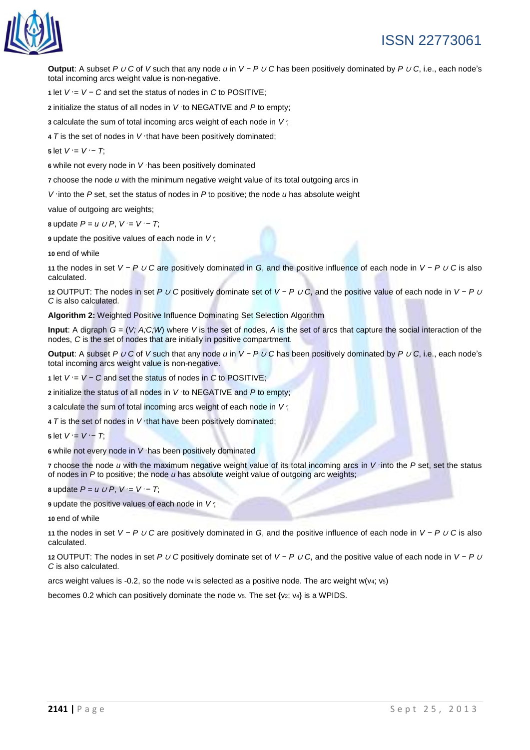**Output**: A subset $P \cup C$ of $V$ such that any node $u$ in $V - P \cup C$ has been positively dominated by $P \cup C$, i.e., each node's total incoming arcs weight value is non-negative.

**1** let $V' = V - C$ and set the status of nodes in $C$ to POSITIVE;

**2** initialize the status of all nodes in $V'$ to NEGATIVE and $P$ to empty;

**3** calculate the sum of total incoming arcs weight of each node in $V'$;

**4** $T$ is the set of nodes in $V'$ that have been positively dominated;

**5** let $V' = V' - T$;

**6** while not every node in $V'$ has been positively dominated

**7** choose the node $u$ with the minimum negative weight value of its total outgoing arcs in $V'$ into the $P$ set, set the status of nodes in $P$ to positive; the node $u$ has absolute weight value of outgoing arc weights;

**8** update $P = u \cup P$, $V' = V' - T$;

**9** update the positive values of each node in $V'$;

**10** end of while

**11** the nodes in set $V - P \cup C$ are positively dominated in $G$, and the positive influence of each node in $V - P \cup C$ is also calculated.

**12** OUTPUT: The nodes in set $P \cup C$ positively dominate set of $V - P \cup C$, and the positive value of each node in $V - P \cup C$ is also calculated.

**Algorithm 2:** Weighted Positive Influence Dominating Set Selection Algorithm

**Input**: A digraph $G = (V; A; C; W)$ where $V$ is the set of nodes, $A$ is the set of arcs that capture the social interaction of the nodes, $C$ is the set of nodes that are initially in positive compartment.

**Output**: A subset $P \cup C$ of $V$ such that any node $u$ in $V - P \cup C$ has been positively dominated by $P \cup C$, i.e., each node's total incoming arcs weight value is non-negative.

**1** let $V' = V - C$ and set the status of nodes in $C$ to POSITIVE;

**2** initialize the status of all nodes in $V'$ to NEGATIVE and $P$ to empty;

**3** calculate the sum of total incoming arcs weight of each node in $V'$;

**4** $T$ is the set of nodes in $V'$ that have been positively dominated;

**5** let $V' = V' - T$;

**6** while not every node in $V'$ has been positively dominated

**7** choose the node $u$ with the maximum negative weight value of its total incoming arcs in $V'$ into the $P$ set, set the status of nodes in $P$ to positive; the node $u$ has absolute weight value of outgoing arc weights;

**8** update $P = u \cup P$, $V' = V' - T$;

**9** update the positive values of each node in $V'$;

**10** end of while

**11** the nodes in set $V - P \cup C$ are positively dominated in $G$, and the positive influence of each node in $V - P \cup C$ is also calculated.

**12** OUTPUT: The nodes in set $P \cup C$ positively dominate set of $V - P \cup C$, and the positive value of each node in $V - P \cup C$ is also calculated.

arcs weight values is -0.2, so the node $v_4$ is selected as a positive node. The arc weight $w(v_4; v_5)$ becomes 0.2 which can positively dominate the node $v_5$. The set $\{v_2; v_4\}$ is a WPIDS.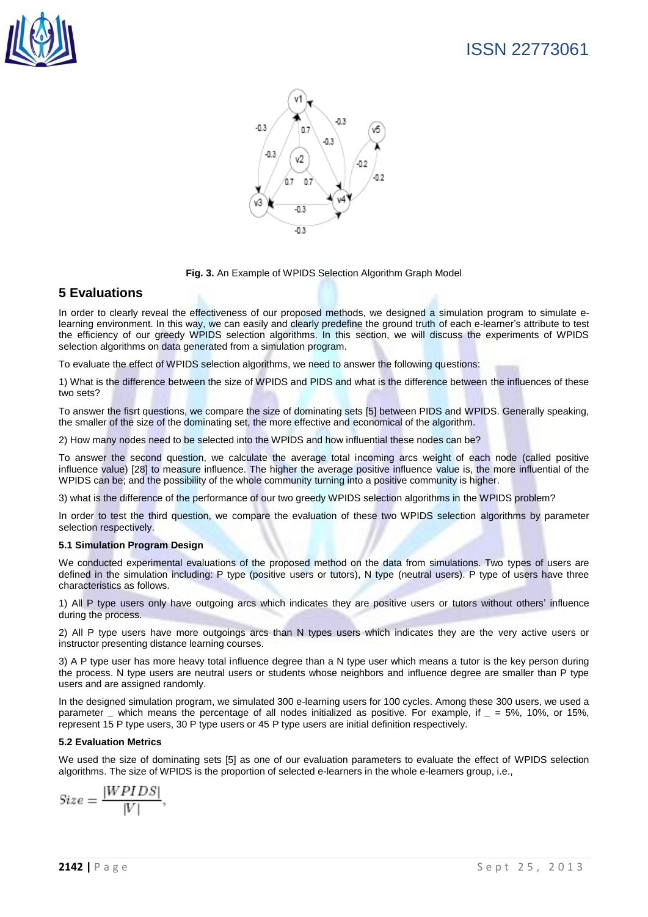Fig. 3. An Example of WPIDS Selection Algorithm Graph Model

## 5 Evaluations

In order to clearly reveal the effectiveness of our proposed methods, we designed a simulation program to simulate e-learning environment. In this way, we can easily and clearly predefine the ground truth of each e-learner's attribute to test the efficiency of our greedy WPIDS selection algorithms. In this section, we will discuss the experiments of WPIDS selection algorithms on data generated from a simulation program.

To evaluate the effect of WPIDS selection algorithms, we need to answer the following questions:

1) What is the difference between the size of WPIDS and PIDS and what is the difference between the influences of these two sets?

To answer the fisrt questions, we compare the size of dominating sets [5] between PIDS and WPIDS. Generally speaking, the smaller of the size of the dominating set, the more effective and economical of the algorithm.

2) How many nodes need to be selected into the WPIDS and how influential these nodes can be?

To answer the second question, we calculate the average total incoming arcs weight of each node (called positive influence value) [28] to measure influence. The higher the average positive influence value is, the more influential of the WPIDS can be; and the possibility of the whole community turning into a positive community is higher.

3) what is the difference of the performance of our two greedy WPIDS selection algorithms in the WPIDS problem?

In order to test the third question, we compare the evaluation of these two WPIDS selection algorithms by parameter selection respectively.

### 5.1 Simulation Program Design

We conducted experimental evaluations of the proposed method on the data from simulations. Two types of users are defined in the simulation including: P type (positive users or tutors), N type (neutral users). P type of users have three characteristics as follows.

1) All P type users only have outgoing arcs which indicates they are positive users or tutors without others' influence during the process.

2) All P type users have more outgoings arcs than N types users which indicates they are the very active users or instructor presenting distance learning courses.

3) A P type user has more heavy total influence degree than a N type user which means a tutor is the key person during the process. N type users are neutral users or students whose neighbors and influence degree are smaller than P type users and are assigned randomly.

In the designed simulation program, we simulated 300 e-learning users for 100 cycles. Among these 300 users, we used a parameter _ which means the percentage of all nodes initialized as positive. For example, if _ = 5%, 10%, or 15%, represent 15 P type users, 30 P type users or 45 P type users are initial definition respectively.

### 5.2 Evaluation Metrics

We used the size of dominating sets [5] as one of our evaluation parameters to evaluate the effect of WPIDS selection algorithms. The size of WPIDS is the proportion of selected e-learners in the whole e-learners group, i.e.,

$$Size = \frac{|WPIDS|}{|V|},$$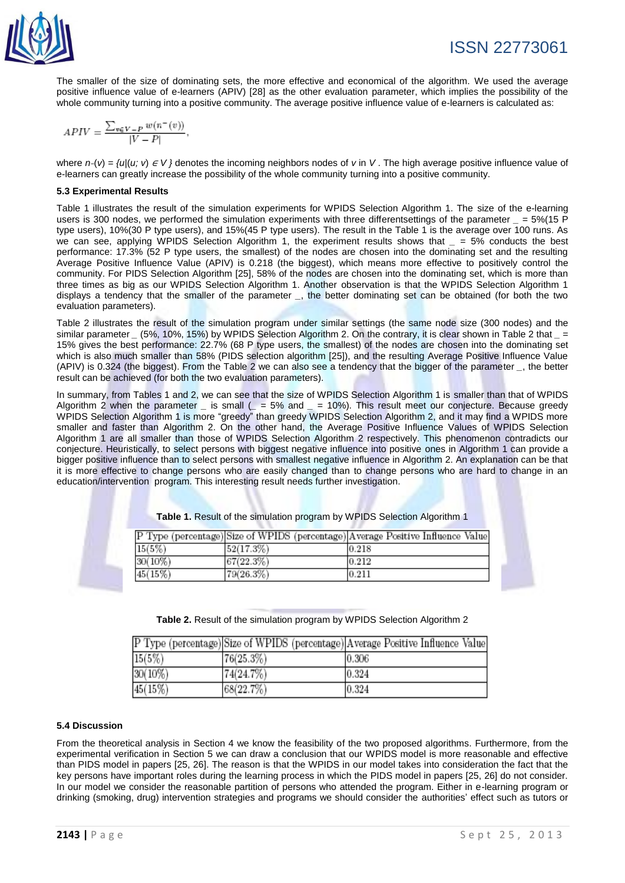The smaller of the size of dominating sets, the more effective and economical of the algorithm. We used the average positive influence value of e-learners (APIV) [28] as the other evaluation parameter, which implies the possibility of the whole community turning into a positive community. The average positive influence value of e-learners is calculated as:

$$APIV = \frac{\sum_{v \in V-P} w(n^{-}(v))}{|V-P|},$$

where $n^{-}(v) = \{u|(u; v) \in V\}$ denotes the incoming neighbors nodes of $v$ in $V$. The high average positive influence value of e-learners can greatly increase the possibility of the whole community turning into a positive community.

### 5.3 Experimental Results

Table 1 illustrates the result of the simulation experiments for WPIDS Selection Algorithm 1. The size of the e-learning users is 300 nodes, we performed the simulation experiments with three differentsettings of the parameter _ = 5%(15 P type users), 10%(30 P type users), and 15%(45 P type users). The result in the Table 1 is the average over 100 runs. As we can see, applying WPIDS Selection Algorithm 1, the experiment results shows that _ = 5% conducts the best performance: 17.3% (52 P type users, the smallest) of the nodes are chosen into the dominating set and the resulting Average Positive Influence Value (APIV) is 0.218 (the biggest), which means more effective to positively control the community. For PIDS Selection Algorithm [25], 58% of the nodes are chosen into the dominating set, which is more than three times as big as our WPIDS Selection Algorithm 1. Another observation is that the WPIDS Selection Algorithm 1 displays a tendency that the smaller of the parameter _, the better dominating set can be obtained (for both the two evaluation parameters).

Table 2 illustrates the result of the simulation program under similar settings (the same node size (300 nodes) and the similar parameter _ (5%, 10%, 15%) by WPIDS Selection Algorithm 2. On the contrary, it is clear shown in Table 2 that _ = 15% gives the best performance: 22.7% (68 P type users, the smallest) of the nodes are chosen into the dominating set which is also much smaller than 58% (PIDS selection algorithm [25]), and the resulting Average Positive Influence Value (APIV) is 0.324 (the biggest). From the Table 2 we can also see a tendency that the bigger of the parameter _, the better result can be achieved (for both the two evaluation parameters).

In summary, from Tables 1 and 2, we can see that the size of WPIDS Selection Algorithm 1 is smaller than that of WPIDS Algorithm 2 when the parameter _ is small (_ = 5% and _ = 10%). This result meet our conjecture. Because greedy WPIDS Selection Algorithm 1 is more "greedy" than greedy WPIDS Selection Algorithm 2, and it may find a WPIDS more smaller and faster than Algorithm 2. On the other hand, the Average Positive Influence Values of WPIDS Selection Algorithm 1 are all smaller than those of WPIDS Selection Algorithm 2 respectively. This phenomenon contradicts our conjecture. Heuristically, to select persons with biggest negative influence into positive ones in Algorithm 1 can provide a bigger positive influence than to select persons with smallest negative influence in Algorithm 2. An explanation can be that it is more effective to change persons who are easily changed than to change persons who are hard to change in an education/intervention program. This interesting result needs further investigation.

**Table 1.** Result of the simulation program by WPIDS Selection Algorithm 1

| P Type (percentage) | Size of WPIDS (percentage) | Average Positive Influence Value |
|---|---|---|
| 15(5%) | 52(17.3%) | 0.218 |
| 30(10%) | 67(22.3%) | 0.212 |
| 45(15%) | 79(26.3%) | 0.211 |

**Table 2.** Result of the simulation program by WPIDS Selection Algorithm 2

| P Type (percentage) | Size of WPIDS (percentage) | Average Positive Influence Value |
|---|---|---|
| 15(5%) | 76(25.3%) | 0.306 |
| 30(10%) | 74(24.7%) | 0.324 |
| 45(15%) | 68(22.7%) | 0.324 |

### 5.4 Discussion

From the theoretical analysis in Section 4 we know the feasibility of the two proposed algorithms. Furthermore, from the experimental verification in Section 5 we can draw a conclusion that our WPIDS model is more reasonable and effective than PIDS model in papers [25, 26]. The reason is that the WPIDS in our model takes into consideration the fact that the key persons have important roles during the learning process in which the PIDS model in papers [25, 26] do not consider. In our model we consider the reasonable partition of persons who attended the program. Either in e-learning program or drinking (smoking, drug) intervention strategies and programs we should consider the authorities' effect such as tutors or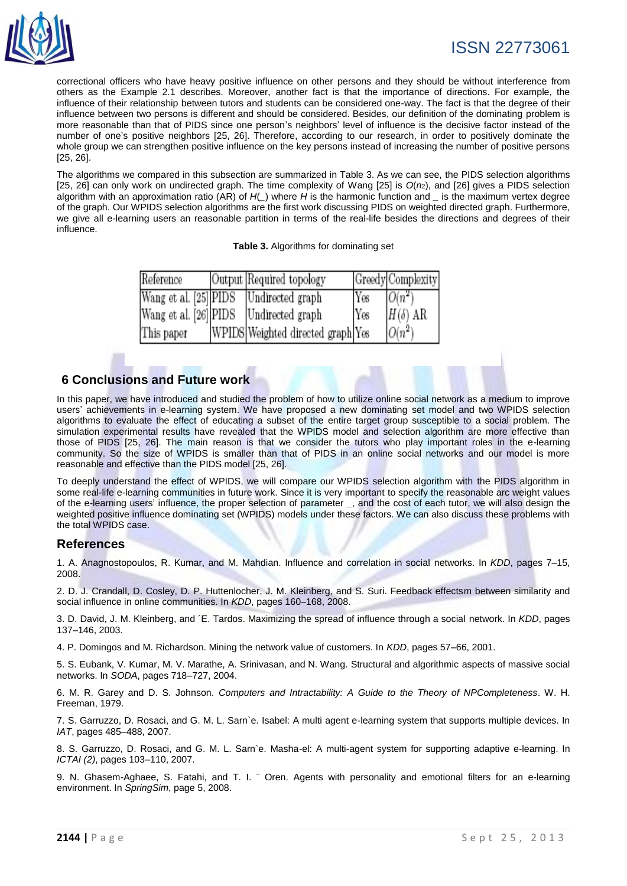correctional officers who have heavy positive influence on other persons and they should be without interference from others as the Example 2.1 describes. Moreover, another fact is that the importance of directions. For example, the influence of their relationship between tutors and students can be considered one-way. The fact is that the degree of their influence between two persons is different and should be considered. Besides, our definition of the dominating problem is more reasonable than that of PIDS since one person's neighbors' level of influence is the decisive factor instead of the number of one's positive neighbors [25, 26]. Therefore, according to our research, in order to positively dominate the whole group we can strengthen positive influence on the key persons instead of increasing the number of positive persons [25, 26].

The algorithms we compared in this subsection are summarized in Table 3. As we can see, the PIDS selection algorithms [25, 26] can only work on undirected graph. The time complexity of Wang [25] is $O(n_2)$, and [26] gives a PIDS selection algorithm with an approximation ratio (AR) of $H$(_) where $H$ is the harmonic function and _ is the maximum vertex degree of the graph. Our WPIDS selection algorithms are the first work discussing PIDS on weighted directed graph. Furthermore, we give all e-learning users an reasonable partition in terms of the real-life besides the directions and degrees of their influence.

**Table 3.** Algorithms for dominating set

| Reference | Output | Required topology | Greedy | Complexity |
|---|---|---|---|---|
| Wang et al. [25] | PIDS | Undirected graph | Yes | $O(n^2)$ |
| Wang et al. [26] | PIDS | Undirected graph | Yes | $H(\delta)$ AR |
| This paper | WPIDS | Weighted directed graph | Yes | $O(n^2)$ |

## 6 Conclusions and Future work

In this paper, we have introduced and studied the problem of how to utilize online social network as a medium to improve users' achievements in e-learning system. We have proposed a new dominating set model and two WPIDS selection algorithms to evaluate the effect of educating a subset of the entire target group susceptible to a social problem. The simulation experimental results have revealed that the WPIDS model and selection algorithm are more effective than those of PIDS [25, 26]. The main reason is that we consider the tutors who play important roles in the e-learning community. So the size of WPIDS is smaller than that of PIDS in an online social networks and our model is more reasonable and effective than the PIDS model [25, 26].

To deeply understand the effect of WPIDS, we will compare our WPIDS selection algorithm with the PIDS algorithm in some real-life e-learning communities in future work. Since it is very important to specify the reasonable arc weight values of the e-learning users' influence, the proper selection of parameter _, and the cost of each tutor, we will also design the weighted positive influence dominating set (WPIDS) models under these factors. We can also discuss these problems with the total WPIDS case.

## References

1. A. Anagnostopoulos, R. Kumar, and M. Mahdian. Influence and correlation in social networks. In *KDD*, pages 7–15, 2008.

2. D. J. Crandall, D. Cosley, D. P. Huttenlocher, J. M. Kleinberg, and S. Suri. Feedback effectsm between similarity and social influence in online communities. In *KDD*, pages 160–168, 2008.

3. D. David, J. M. Kleinberg, and ´E. Tardos. Maximizing the spread of influence through a social network. In *KDD*, pages 137–146, 2003.

4. P. Domingos and M. Richardson. Mining the network value of customers. In *KDD*, pages 57–66, 2001.

5. S. Eubank, V. Kumar, M. V. Marathe, A. Srinivasan, and N. Wang. Structural and algorithmic aspects of massive social networks. In *SODA*, pages 718–727, 2004.

6. M. R. Garey and D. S. Johnson. *Computers and Intractability: A Guide to the Theory of NPCompleteness*. W. H. Freeman, 1979.

7. S. Garruzzo, D. Rosaci, and G. M. L. Sarn`e. Isabel: A multi agent e-learning system that supports multiple devices. In *IAT*, pages 485–488, 2007.

8. S. Garruzzo, D. Rosaci, and G. M. L. Sarn`e. Masha-el: A multi-agent system for supporting adaptive e-learning. In *ICTAI (2)*, pages 103–110, 2007.

9. N. Ghasem-Aghaee, S. Fatahi, and T. I. ¨ Oren. Agents with personality and emotional filters for an e-learning environment. In *SpringSim*, page 5, 2008.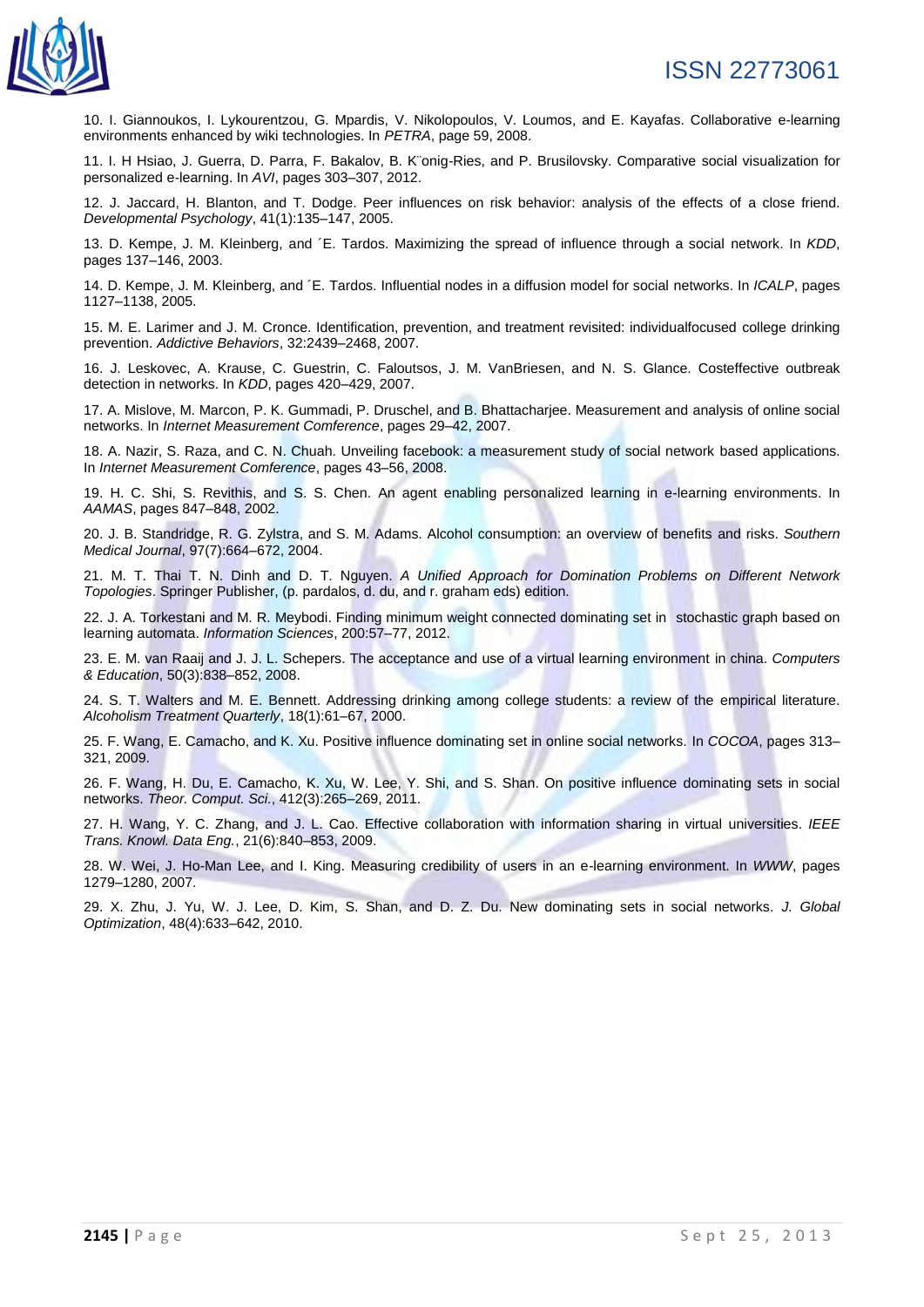10. I. Giannoukos, I. Lykourentzou, G. Mpardis, V. Nikolopoulos, V. Loumos, and E. Kayafas. Collaborative e-learning environments enhanced by wiki technologies. In *PETRA*, page 59, 2008.

11. I. H Hsiao, J. Guerra, D. Parra, F. Bakalov, B. K¨onig-Ries, and P. Brusilovsky. Comparative social visualization for personalized e-learning. In *AVI*, pages 303–307, 2012.

12. J. Jaccard, H. Blanton, and T. Dodge. Peer influences on risk behavior: analysis of the effects of a close friend. *Developmental Psychology*, 41(1):135–147, 2005.

13. D. Kempe, J. M. Kleinberg, and ´E. Tardos. Maximizing the spread of influence through a social network. In *KDD*, pages 137–146, 2003.

14. D. Kempe, J. M. Kleinberg, and ´E. Tardos. Influential nodes in a diffusion model for social networks. In *ICALP*, pages 1127–1138, 2005.

15. M. E. Larimer and J. M. Cronce. Identification, prevention, and treatment revisited: individualfocused college drinking prevention. *Addictive Behaviors*, 32:2439–2468, 2007.

16. J. Leskovec, A. Krause, C. Guestrin, C. Faloutsos, J. M. VanBriesen, and N. S. Glance. Costeffective outbreak detection in networks. In *KDD*, pages 420–429, 2007.

17. A. Mislove, M. Marcon, P. K. Gummadi, P. Druschel, and B. Bhattacharjee. Measurement and analysis of online social networks. In *Internet Measurement Comference*, pages 29–42, 2007.

18. A. Nazir, S. Raza, and C. N. Chuah. Unveiling facebook: a measurement study of social network based applications. In *Internet Measurement Comference*, pages 43–56, 2008.

19. H. C. Shi, S. Revithis, and S. S. Chen. An agent enabling personalized learning in e-learning environments. In *AAMAS*, pages 847–848, 2002.

20. J. B. Standridge, R. G. Zylstra, and S. M. Adams. Alcohol consumption: an overview of benefits and risks. *Southern Medical Journal*, 97(7):664–672, 2004.

21. M. T. Thai T. N. Dinh and D. T. Nguyen. *A Unified Approach for Domination Problems on Different Network Topologies*. Springer Publisher, (p. pardalos, d. du, and r. graham eds) edition.

22. J. A. Torkestani and M. R. Meybodi. Finding minimum weight connected dominating set in stochastic graph based on learning automata. *Information Sciences*, 200:57–77, 2012.

23. E. M. van Raaij and J. J. L. Schepers. The acceptance and use of a virtual learning environment in china. *Computers & Education*, 50(3):838–852, 2008.

24. S. T. Walters and M. E. Bennett. Addressing drinking among college students: a review of the empirical literature. *Alcoholism Treatment Quarterly*, 18(1):61–67, 2000.

25. F. Wang, E. Camacho, and K. Xu. Positive influence dominating set in online social networks. In *COCOA*, pages 313–321, 2009.

26. F. Wang, H. Du, E. Camacho, K. Xu, W. Lee, Y. Shi, and S. Shan. On positive influence dominating sets in social networks. *Theor. Comput. Sci.*, 412(3):265–269, 2011.

27. H. Wang, Y. C. Zhang, and J. L. Cao. Effective collaboration with information sharing in virtual universities. *IEEE Trans. Knowl. Data Eng.*, 21(6):840–853, 2009.

28. W. Wei, J. Ho-Man Lee, and I. King. Measuring credibility of users in an e-learning environment. In *WWW*, pages 1279–1280, 2007.

29. X. Zhu, J. Yu, W. J. Lee, D. Kim, S. Shan, and D. Z. Du. New dominating sets in social networks. *J. Global Optimization*, 48(4):633–642, 2010.